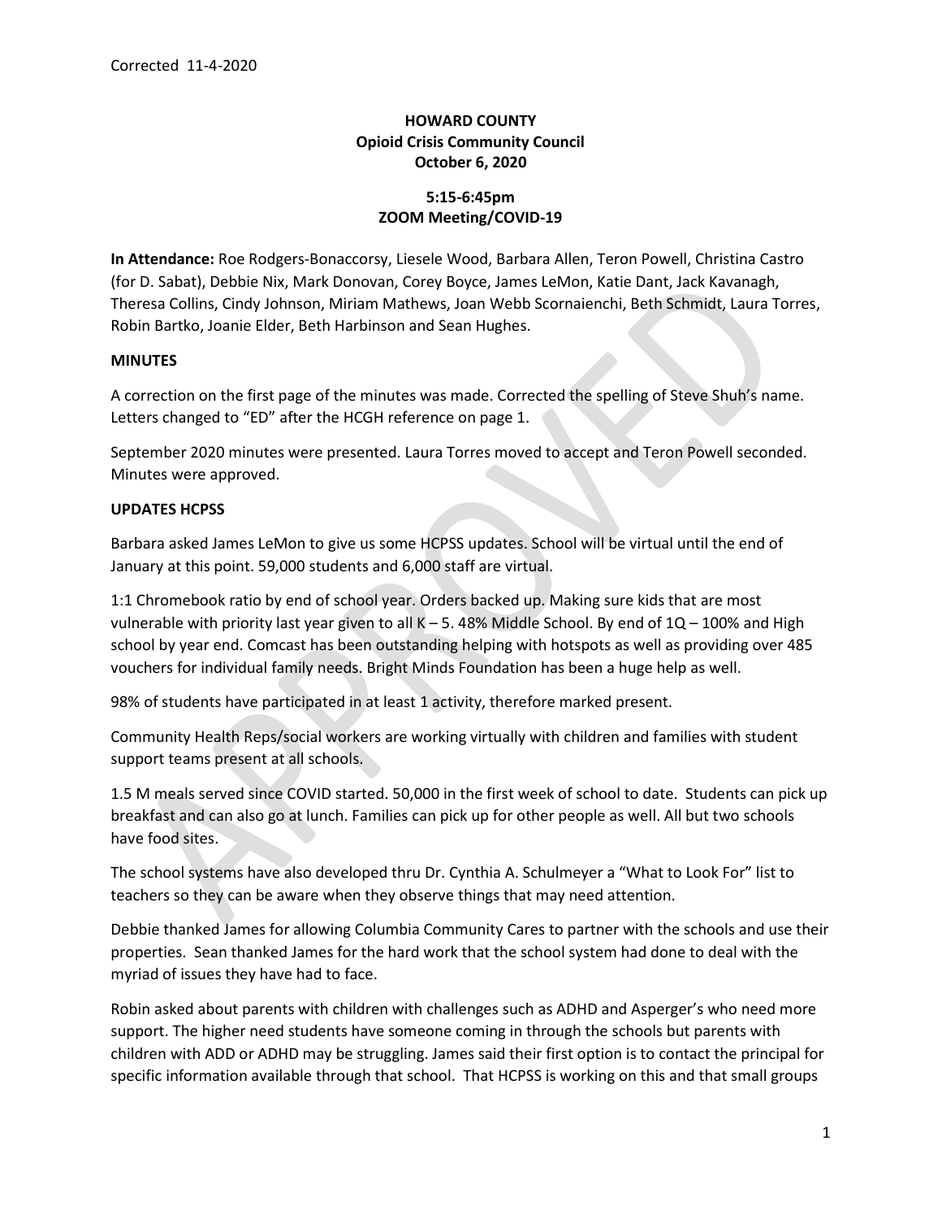Corrected 11-4-2020

**HOWARD COUNTY**
**Opioid Crisis Community Council**
**October 6, 2020**

**5:15-6:45pm**
**ZOOM Meeting/COVID-19**

**In Attendance:** Roe Rodgers-Bonaccorsy, Liesele Wood, Barbara Allen, Teron Powell, Christina Castro (for D. Sabat), Debbie Nix, Mark Donovan, Corey Boyce, James LeMon, Katie Dant, Jack Kavanagh, Theresa Collins, Cindy Johnson, Miriam Mathews, Joan Webb Scornaienchi, Beth Schmidt, Laura Torres, Robin Bartko, Joanie Elder, Beth Harbinson and Sean Hughes.

**MINUTES**

A correction on the first page of the minutes was made. Corrected the spelling of Steve Shuh's name. Letters changed to "ED" after the HCGH reference on page 1.

September 2020 minutes were presented. Laura Torres moved to accept and Teron Powell seconded. Minutes were approved.

**UPDATES HCPSS**

Barbara asked James LeMon to give us some HCPSS updates. School will be virtual until the end of January at this point. 59,000 students and 6,000 staff are virtual.

1:1 Chromebook ratio by end of school year. Orders backed up. Making sure kids that are most vulnerable with priority last year given to all K – 5. 48% Middle School. By end of 1Q – 100% and High school by year end. Comcast has been outstanding helping with hotspots as well as providing over 485 vouchers for individual family needs. Bright Minds Foundation has been a huge help as well.

98% of students have participated in at least 1 activity, therefore marked present.

Community Health Reps/social workers are working virtually with children and families with student support teams present at all schools.

1.5 M meals served since COVID started. 50,000 in the first week of school to date. Students can pick up breakfast and can also go at lunch. Families can pick up for other people as well. All but two schools have food sites.

The school systems have also developed thru Dr. Cynthia A. Schulmeyer a "What to Look For" list to teachers so they can be aware when they observe things that may need attention.

Debbie thanked James for allowing Columbia Community Cares to partner with the schools and use their properties. Sean thanked James for the hard work that the school system had done to deal with the myriad of issues they have had to face.

Robin asked about parents with children with challenges such as ADHD and Asperger's who need more support. The higher need students have someone coming in through the schools but parents with children with ADD or ADHD may be struggling. James said their first option is to contact the principal for specific information available through that school. That HCPSS is working on this and that small groups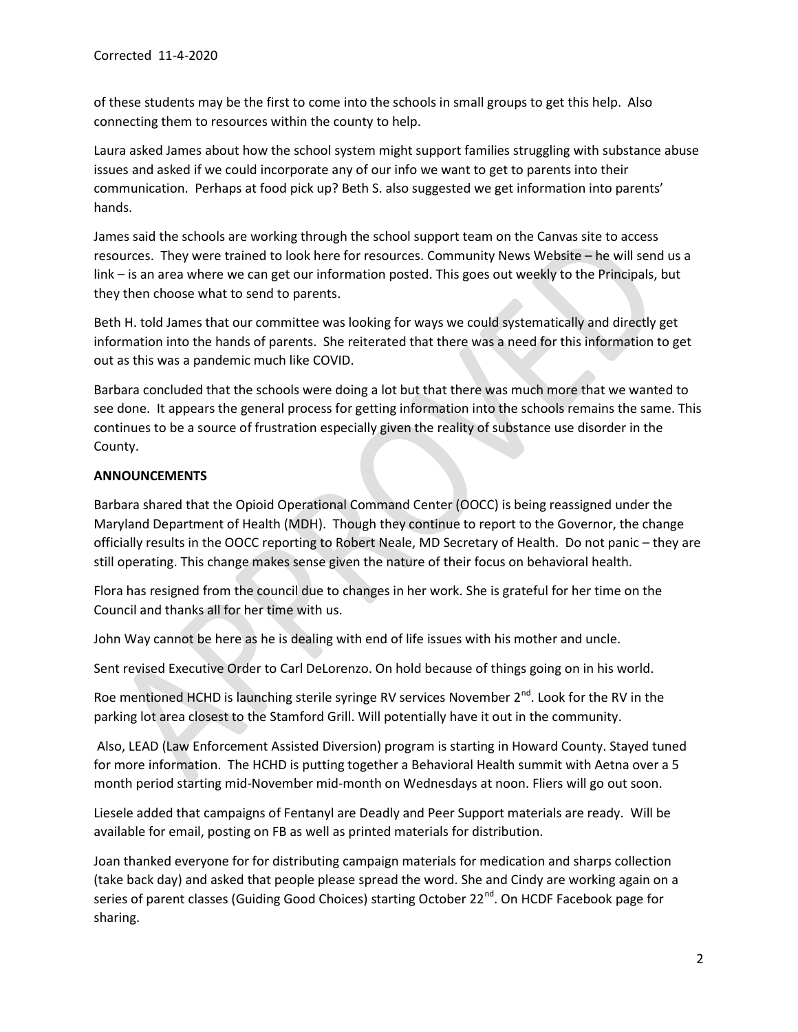of these students may be the first to come into the schools in small groups to get this help. Also connecting them to resources within the county to help.

Laura asked James about how the school system might support families struggling with substance abuse issues and asked if we could incorporate any of our info we want to get to parents into their communication. Perhaps at food pick up? Beth S. also suggested we get information into parents' hands.

James said the schools are working through the school support team on the Canvas site to access resources. They were trained to look here for resources. Community News Website – he will send us a link – is an area where we can get our information posted. This goes out weekly to the Principals, but they then choose what to send to parents.

Beth H. told James that our committee was looking for ways we could systematically and directly get information into the hands of parents. She reiterated that there was a need for this information to get out as this was a pandemic much like COVID.

Barbara concluded that the schools were doing a lot but that there was much more that we wanted to see done. It appears the general process for getting information into the schools remains the same. This continues to be a source of frustration especially given the reality of substance use disorder in the County.

**ANNOUNCEMENTS**

Barbara shared that the Opioid Operational Command Center (OOCC) is being reassigned under the Maryland Department of Health (MDH). Though they continue to report to the Governor, the change officially results in the OOCC reporting to Robert Neale, MD Secretary of Health. Do not panic – they are still operating. This change makes sense given the nature of their focus on behavioral health.

Flora has resigned from the council due to changes in her work. She is grateful for her time on the Council and thanks all for her time with us.

John Way cannot be here as he is dealing with end of life issues with his mother and uncle.

Sent revised Executive Order to Carl DeLorenzo. On hold because of things going on in his world.

Roe mentioned HCHD is launching sterile syringe RV services November 2nd. Look for the RV in the parking lot area closest to the Stamford Grill. Will potentially have it out in the community.

Also, LEAD (Law Enforcement Assisted Diversion) program is starting in Howard County. Stayed tuned for more information. The HCHD is putting together a Behavioral Health summit with Aetna over a 5 month period starting mid-November mid-month on Wednesdays at noon. Fliers will go out soon.

Liesele added that campaigns of Fentanyl are Deadly and Peer Support materials are ready. Will be available for email, posting on FB as well as printed materials for distribution.

Joan thanked everyone for for distributing campaign materials for medication and sharps collection (take back day) and asked that people please spread the word. She and Cindy are working again on a series of parent classes (Guiding Good Choices) starting October 22nd. On HCDF Facebook page for sharing.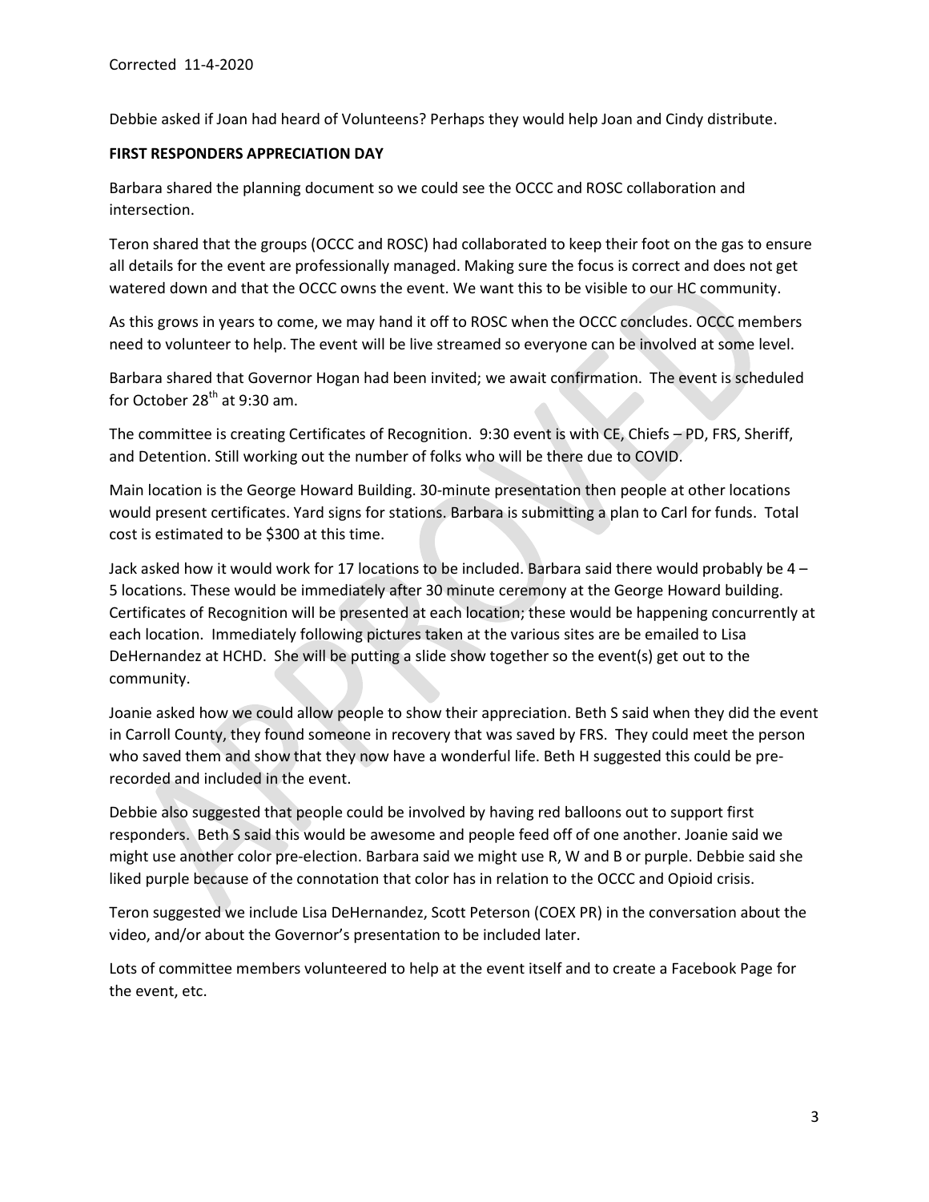Corrected 11-4-2020

Debbie asked if Joan had heard of Volunteens? Perhaps they would help Joan and Cindy distribute.

**FIRST RESPONDERS APPRECIATION DAY**

Barbara shared the planning document so we could see the OCCC and ROSC collaboration and intersection.

Teron shared that the groups (OCCC and ROSC) had collaborated to keep their foot on the gas to ensure all details for the event are professionally managed. Making sure the focus is correct and does not get watered down and that the OCCC owns the event. We want this to be visible to our HC community.

As this grows in years to come, we may hand it off to ROSC when the OCCC concludes. OCCC members need to volunteer to help. The event will be live streamed so everyone can be involved at some level.

Barbara shared that Governor Hogan had been invited; we await confirmation. The event is scheduled for October 28th at 9:30 am.

The committee is creating Certificates of Recognition. 9:30 event is with CE, Chiefs – PD, FRS, Sheriff, and Detention. Still working out the number of folks who will be there due to COVID.

Main location is the George Howard Building. 30-minute presentation then people at other locations would present certificates. Yard signs for stations. Barbara is submitting a plan to Carl for funds. Total cost is estimated to be $300 at this time.

Jack asked how it would work for 17 locations to be included. Barbara said there would probably be 4 – 5 locations. These would be immediately after 30 minute ceremony at the George Howard building. Certificates of Recognition will be presented at each location; these would be happening concurrently at each location. Immediately following pictures taken at the various sites are be emailed to Lisa DeHernandez at HCHD. She will be putting a slide show together so the event(s) get out to the community.

Joanie asked how we could allow people to show their appreciation. Beth S said when they did the event in Carroll County, they found someone in recovery that was saved by FRS. They could meet the person who saved them and show that they now have a wonderful life. Beth H suggested this could be pre-recorded and included in the event.

Debbie also suggested that people could be involved by having red balloons out to support first responders. Beth S said this would be awesome and people feed off of one another. Joanie said we might use another color pre-election. Barbara said we might use R, W and B or purple. Debbie said she liked purple because of the connotation that color has in relation to the OCCC and Opioid crisis.

Teron suggested we include Lisa DeHernandez, Scott Peterson (COEX PR) in the conversation about the video, and/or about the Governor's presentation to be included later.

Lots of committee members volunteered to help at the event itself and to create a Facebook Page for the event, etc.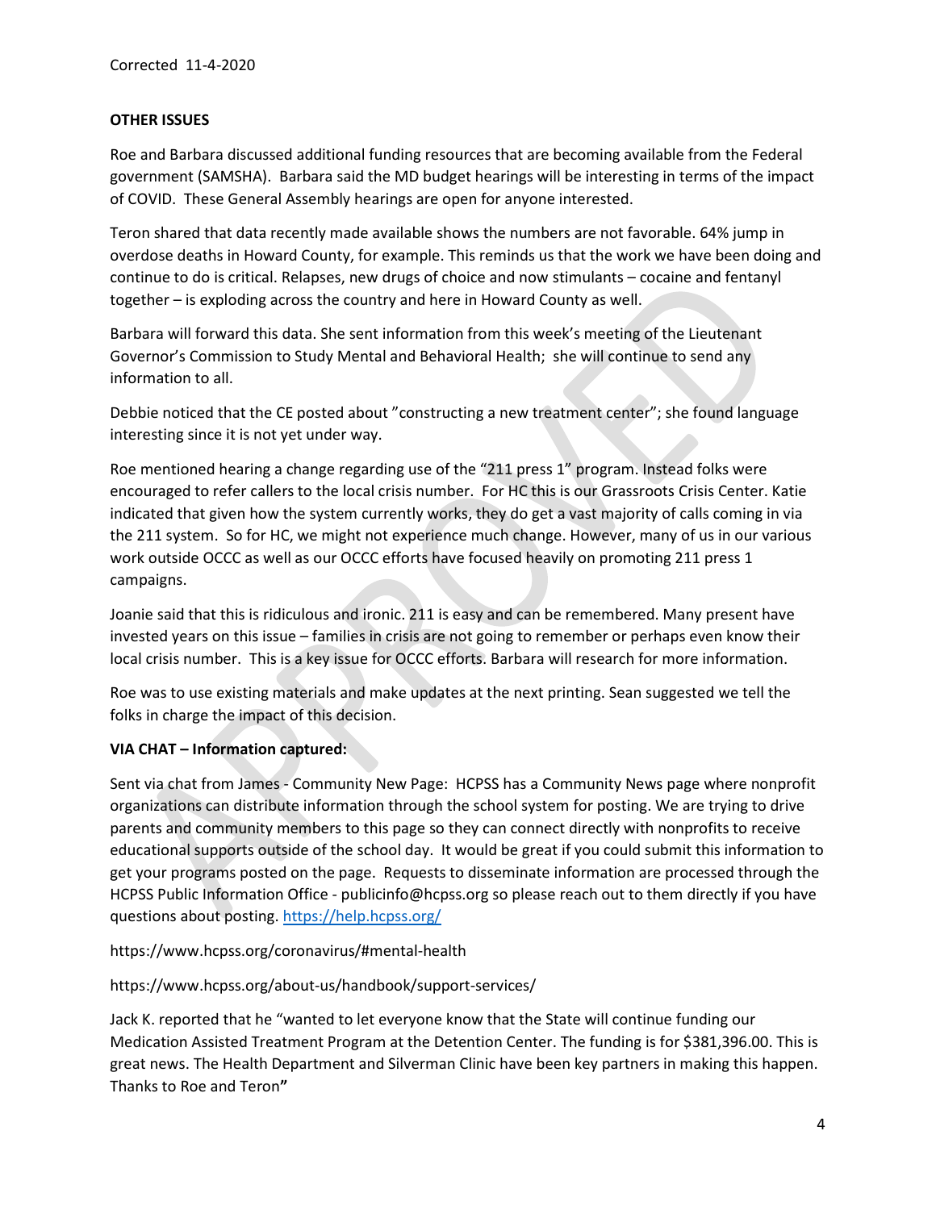Corrected 11-4-2020

**OTHER ISSUES**

Roe and Barbara discussed additional funding resources that are becoming available from the Federal government (SAMSHA). Barbara said the MD budget hearings will be interesting in terms of the impact of COVID. These General Assembly hearings are open for anyone interested.

Teron shared that data recently made available shows the numbers are not favorable. 64% jump in overdose deaths in Howard County, for example. This reminds us that the work we have been doing and continue to do is critical. Relapses, new drugs of choice and now stimulants – cocaine and fentanyl together – is exploding across the country and here in Howard County as well.

Barbara will forward this data. She sent information from this week's meeting of the Lieutenant Governor's Commission to Study Mental and Behavioral Health; she will continue to send any information to all.

Debbie noticed that the CE posted about "constructing a new treatment center"; she found language interesting since it is not yet under way.

Roe mentioned hearing a change regarding use of the "211 press 1" program. Instead folks were encouraged to refer callers to the local crisis number. For HC this is our Grassroots Crisis Center. Katie indicated that given how the system currently works, they do get a vast majority of calls coming in via the 211 system. So for HC, we might not experience much change. However, many of us in our various work outside OCCC as well as our OCCC efforts have focused heavily on promoting 211 press 1 campaigns.

Joanie said that this is ridiculous and ironic. 211 is easy and can be remembered. Many present have invested years on this issue – families in crisis are not going to remember or perhaps even know their local crisis number. This is a key issue for OCCC efforts. Barbara will research for more information.

Roe was to use existing materials and make updates at the next printing. Sean suggested we tell the folks in charge the impact of this decision.

**VIA CHAT – Information captured:**

Sent via chat from James - Community New Page: HCPSS has a Community News page where nonprofit organizations can distribute information through the school system for posting. We are trying to drive parents and community members to this page so they can connect directly with nonprofits to receive educational supports outside of the school day. It would be great if you could submit this information to get your programs posted on the page. Requests to disseminate information are processed through the HCPSS Public Information Office - publicinfo@hcpss.org so please reach out to them directly if you have questions about posting. https://help.hcpss.org/

https://www.hcpss.org/coronavirus/#mental-health

https://www.hcpss.org/about-us/handbook/support-services/

Jack K. reported that he "wanted to let everyone know that the State will continue funding our Medication Assisted Treatment Program at the Detention Center. The funding is for $381,396.00. This is great news. The Health Department and Silverman Clinic have been key partners in making this happen. Thanks to Roe and Teron"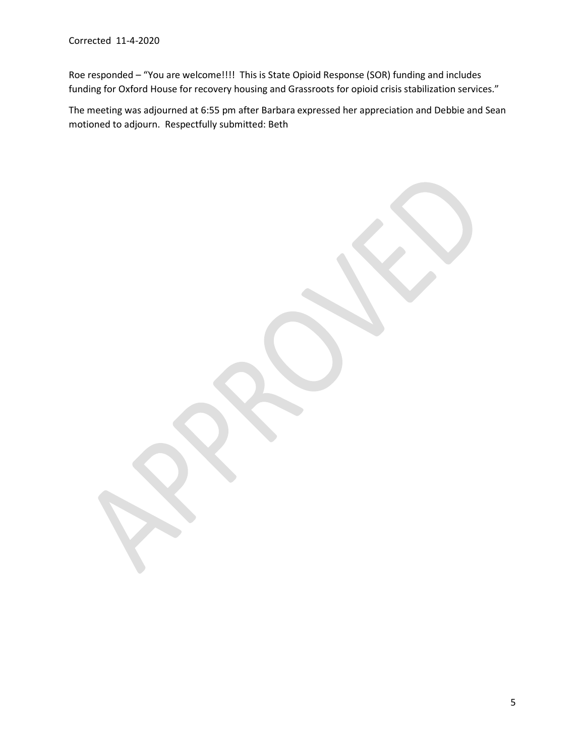Corrected 11-4-2020

Roe responded – "You are welcome!!!! This is State Opioid Response (SOR) funding and includes funding for Oxford House for recovery housing and Grassroots for opioid crisis stabilization services."

The meeting was adjourned at 6:55 pm after Barbara expressed her appreciation and Debbie and Sean motioned to adjourn. Respectfully submitted: Beth

APPROVED